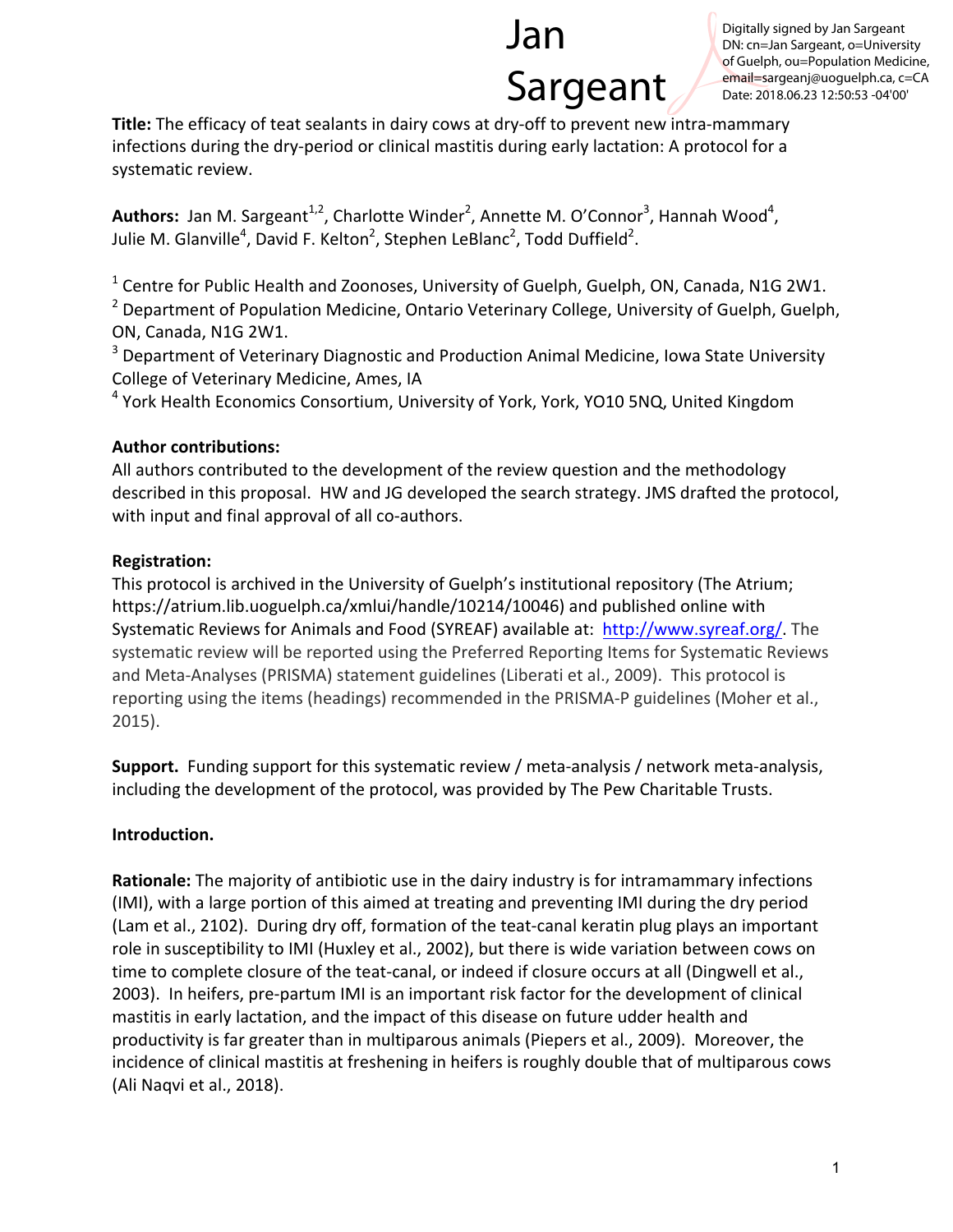Jan Sargeant

Digitally signed by Jan Sargeant
DN: cn=Jan Sargeant, o=University of Guelph, ou=Population Medicine, email=sargeanj@uoguelph.ca, c=CA
Date: 2018.06.23 12:50:53 -04'00'

**Title:** The efficacy of teat sealants in dairy cows at dry-off to prevent new intra-mammary infections during the dry-period or clinical mastitis during early lactation: A protocol for a systematic review.

**Authors:** Jan M. Sargeant[1,2], Charlotte Winder[2], Annette M. O'Connor[3], Hannah Wood[4], Julie M. Glanville[4], David F. Kelton[2], Stephen LeBlanc[2], Todd Duffield[2].

[1] Centre for Public Health and Zoonoses, University of Guelph, Guelph, ON, Canada, N1G 2W1.
[2] Department of Population Medicine, Ontario Veterinary College, University of Guelph, Guelph, ON, Canada, N1G 2W1.
[3] Department of Veterinary Diagnostic and Production Animal Medicine, Iowa State University College of Veterinary Medicine, Ames, IA
[4] York Health Economics Consortium, University of York, York, YO10 5NQ, United Kingdom

**Author contributions:**
All authors contributed to the development of the review question and the methodology described in this proposal. HW and JG developed the search strategy. JMS drafted the protocol, with input and final approval of all co-authors.

**Registration:**
This protocol is archived in the University of Guelph's institutional repository (The Atrium; https://atrium.lib.uoguelph.ca/xmlui/handle/10214/10046) and published online with Systematic Reviews for Animals and Food (SYREAF) available at: http://www.syreaf.org/. The systematic review will be reported using the Preferred Reporting Items for Systematic Reviews and Meta-Analyses (PRISMA) statement guidelines (Liberati et al., 2009). This protocol is reporting using the items (headings) recommended in the PRISMA-P guidelines (Moher et al., 2015).

**Support.** Funding support for this systematic review / meta-analysis / network meta-analysis, including the development of the protocol, was provided by The Pew Charitable Trusts.

**Introduction.**

**Rationale:** The majority of antibiotic use in the dairy industry is for intramammary infections (IMI), with a large portion of this aimed at treating and preventing IMI during the dry period (Lam et al., 2102). During dry off, formation of the teat-canal keratin plug plays an important role in susceptibility to IMI (Huxley et al., 2002), but there is wide variation between cows on time to complete closure of the teat-canal, or indeed if closure occurs at all (Dingwell et al., 2003). In heifers, pre-partum IMI is an important risk factor for the development of clinical mastitis in early lactation, and the impact of this disease on future udder health and productivity is far greater than in multiparous animals (Piepers et al., 2009). Moreover, the incidence of clinical mastitis at freshening in heifers is roughly double that of multiparous cows (Ali Naqvi et al., 2018).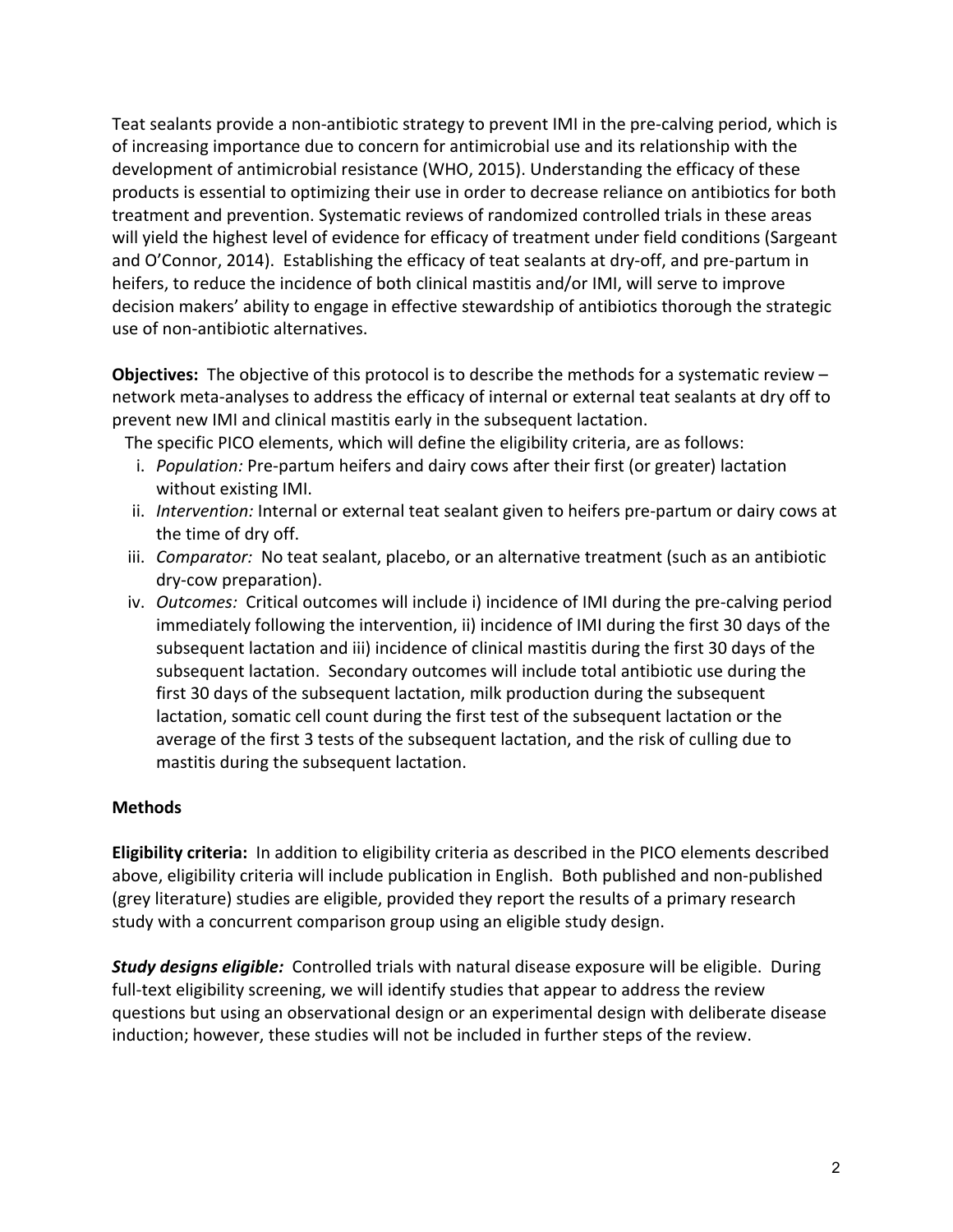Teat sealants provide a non-antibiotic strategy to prevent IMI in the pre-calving period, which is of increasing importance due to concern for antimicrobial use and its relationship with the development of antimicrobial resistance (WHO, 2015). Understanding the efficacy of these products is essential to optimizing their use in order to decrease reliance on antibiotics for both treatment and prevention. Systematic reviews of randomized controlled trials in these areas will yield the highest level of evidence for efficacy of treatment under field conditions (Sargeant and O'Connor, 2014). Establishing the efficacy of teat sealants at dry-off, and pre-partum in heifers, to reduce the incidence of both clinical mastitis and/or IMI, will serve to improve decision makers' ability to engage in effective stewardship of antibiotics thorough the strategic use of non-antibiotic alternatives.

**Objectives:** The objective of this protocol is to describe the methods for a systematic review – network meta-analyses to address the efficacy of internal or external teat sealants at dry off to prevent new IMI and clinical mastitis early in the subsequent lactation.

The specific PICO elements, which will define the eligibility criteria, are as follows:

i. *Population:* Pre-partum heifers and dairy cows after their first (or greater) lactation without existing IMI.
ii. *Intervention:* Internal or external teat sealant given to heifers pre-partum or dairy cows at the time of dry off.
iii. *Comparator:* No teat sealant, placebo, or an alternative treatment (such as an antibiotic dry-cow preparation).
iv. *Outcomes:* Critical outcomes will include i) incidence of IMI during the pre-calving period immediately following the intervention, ii) incidence of IMI during the first 30 days of the subsequent lactation and iii) incidence of clinical mastitis during the first 30 days of the subsequent lactation. Secondary outcomes will include total antibiotic use during the first 30 days of the subsequent lactation, milk production during the subsequent lactation, somatic cell count during the first test of the subsequent lactation or the average of the first 3 tests of the subsequent lactation, and the risk of culling due to mastitis during the subsequent lactation.

**Methods**

**Eligibility criteria:** In addition to eligibility criteria as described in the PICO elements described above, eligibility criteria will include publication in English. Both published and non-published (grey literature) studies are eligible, provided they report the results of a primary research study with a concurrent comparison group using an eligible study design.

***Study designs eligible:*** Controlled trials with natural disease exposure will be eligible. During full-text eligibility screening, we will identify studies that appear to address the review questions but using an observational design or an experimental design with deliberate disease induction; however, these studies will not be included in further steps of the review.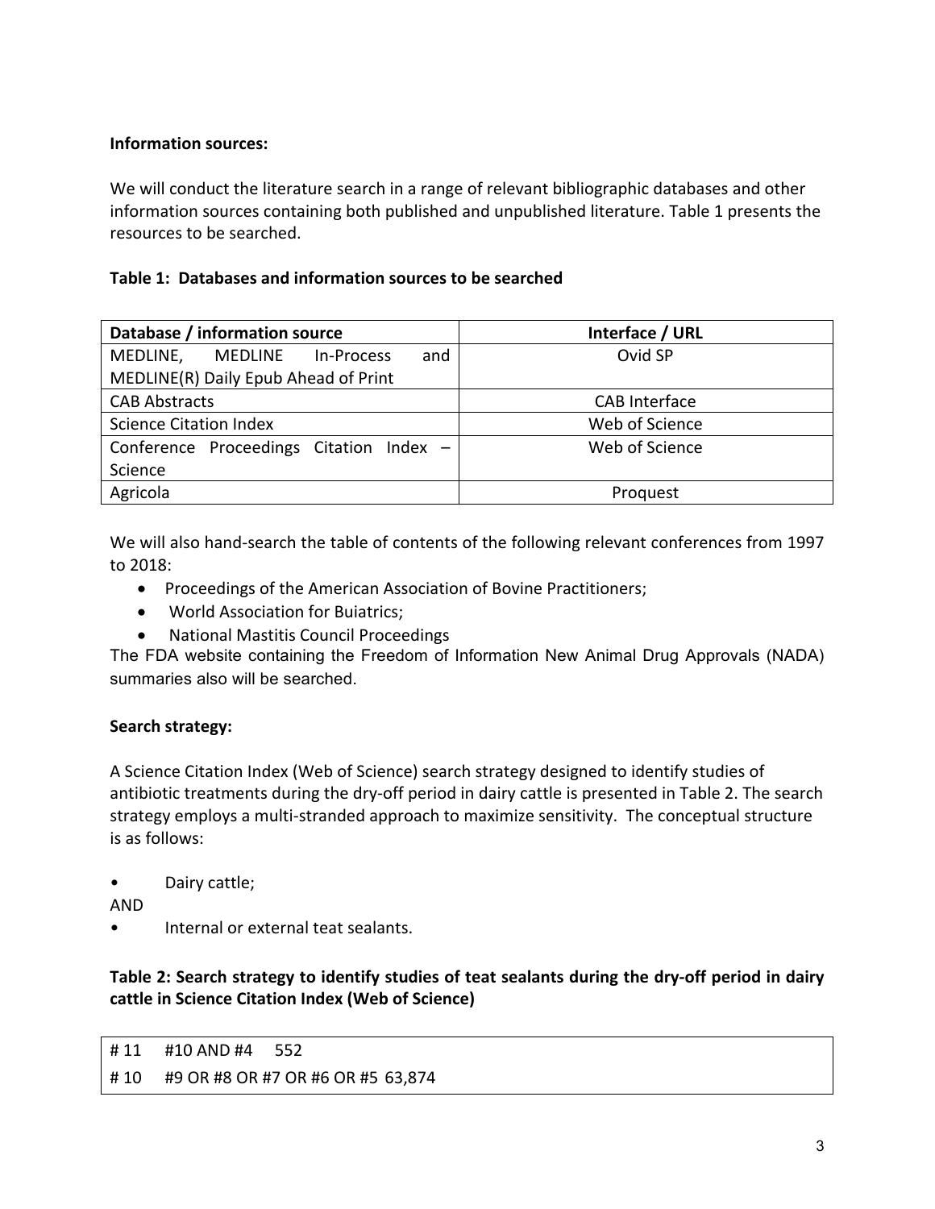**Information sources:**

We will conduct the literature search in a range of relevant bibliographic databases and other information sources containing both published and unpublished literature. Table 1 presents the resources to be searched.

**Table 1: Databases and information sources to be searched**

| Database / information source | Interface / URL |
|---|---|
| MEDLINE, MEDLINE In-Process and MEDLINE(R) Daily Epub Ahead of Print | Ovid SP |
| CAB Abstracts | CAB Interface |
| Science Citation Index | Web of Science |
| Conference Proceedings Citation Index – Science | Web of Science |
| Agricola | Proquest |

We will also hand-search the table of contents of the following relevant conferences from 1997 to 2018:

- Proceedings of the American Association of Bovine Practitioners;
- World Association for Buiatrics;
- National Mastitis Council Proceedings

The FDA website containing the Freedom of Information New Animal Drug Approvals (NADA) summaries also will be searched.

**Search strategy:**

A Science Citation Index (Web of Science) search strategy designed to identify studies of antibiotic treatments during the dry-off period in dairy cattle is presented in Table 2. The search strategy employs a multi-stranded approach to maximize sensitivity. The conceptual structure is as follows:

- Dairy cattle;

AND

- Internal or external teat sealants.

**Table 2: Search strategy to identify studies of teat sealants during the dry-off period in dairy cattle in Science Citation Index (Web of Science)**

| | | |
|---|---|---|
| # 11 | #10 AND #4 | 552 |
| # 10 | #9 OR #8 OR #7 OR #6 OR #5 | 63,874 |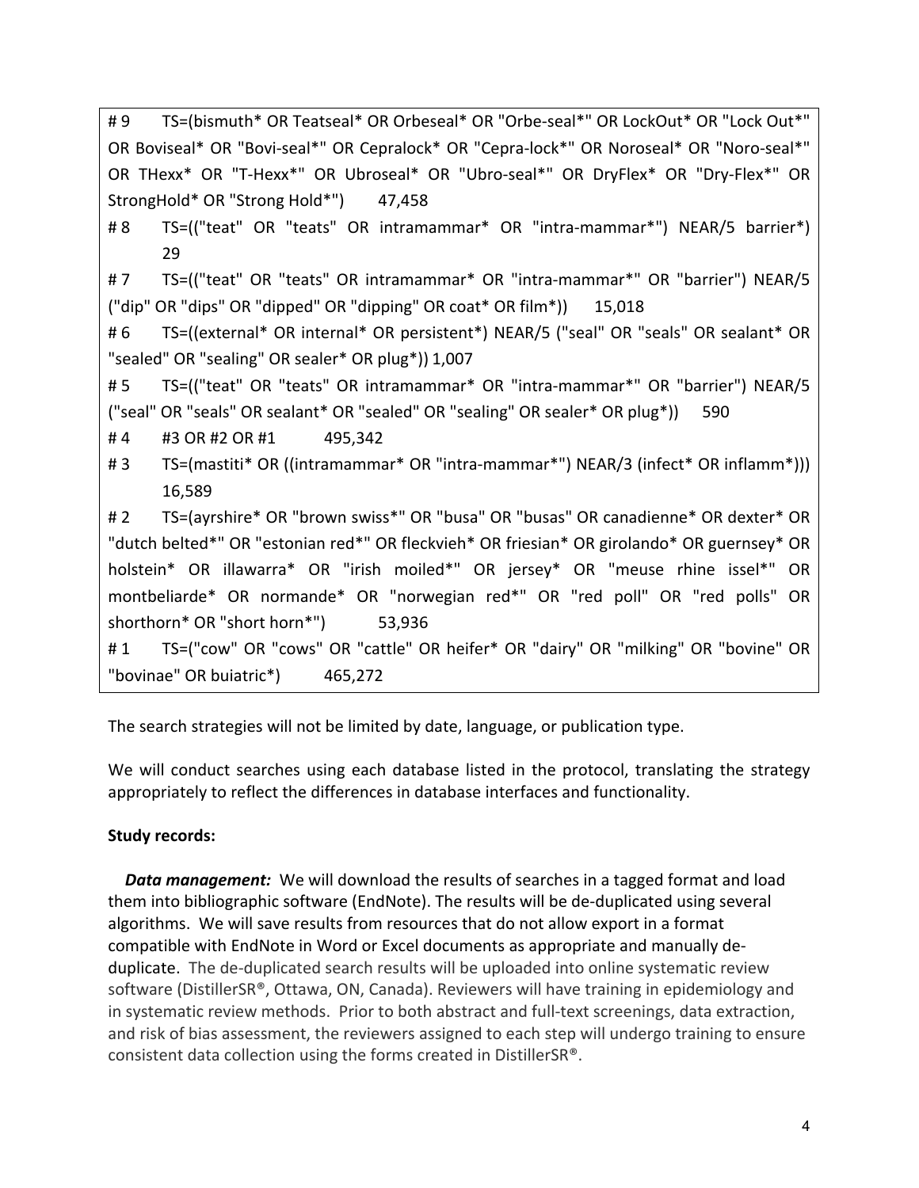# 9 TS=(bismuth* OR Teatseal* OR Orbeseal* OR "Orbe-seal*" OR LockOut* OR "Lock Out*" OR Boviseal* OR "Bovi-seal*" OR Cepralock* OR "Cepra-lock*" OR Noroseal* OR "Noro-seal*" OR THexx* OR "T-Hexx*" OR Ubroseal* OR "Ubro-seal*" OR DryFlex* OR "Dry-Flex*" OR StrongHold* OR "Strong Hold*") 47,458

# 8 TS=(("teat" OR "teats" OR intramammar* OR "intra-mammar*") NEAR/5 barrier*) 29

# 7 TS=(("teat" OR "teats" OR intramammar* OR "intra-mammar*" OR "barrier") NEAR/5 ("dip" OR "dips" OR "dipped" OR "dipping" OR coat* OR film*)) 15,018

# 6 TS=((external* OR internal* OR persistent*) NEAR/5 ("seal" OR "seals" OR sealant* OR "sealed" OR "sealing" OR sealer* OR plug*)) 1,007

# 5 TS=(("teat" OR "teats" OR intramammar* OR "intra-mammar*" OR "barrier") NEAR/5 ("seal" OR "seals" OR sealant* OR "sealed" OR "sealing" OR sealer* OR plug*)) 590

# 4 #3 OR #2 OR #1 495,342

# 3 TS=(mastiti* OR ((intramammar* OR "intra-mammar*") NEAR/3 (infect* OR inflamm*))) 16,589

# 2 TS=(ayrshire* OR "brown swiss*" OR "busa" OR "busas" OR canadienne* OR dexter* OR "dutch belted*" OR "estonian red*" OR fleckvieh* OR friesian* OR girolando* OR guernsey* OR holstein* OR illawarra* OR "irish moiled*" OR jersey* OR "meuse rhine issel*" OR montbeliarde* OR normande* OR "norwegian red*" OR "red poll" OR "red polls" OR shorthorn* OR "short horn*") 53,936

# 1 TS=("cow" OR "cows" OR "cattle" OR heifer* OR "dairy" OR "milking" OR "bovine" OR "bovinae" OR buiatric*) 465,272

The search strategies will not be limited by date, language, or publication type.

We will conduct searches using each database listed in the protocol, translating the strategy appropriately to reflect the differences in database interfaces and functionality.

**Study records:**

***Data management:*** We will download the results of searches in a tagged format and load them into bibliographic software (EndNote). The results will be de-duplicated using several algorithms. We will save results from resources that do not allow export in a format compatible with EndNote in Word or Excel documents as appropriate and manually de-duplicate. The de-duplicated search results will be uploaded into online systematic review software (DistillerSR®, Ottawa, ON, Canada). Reviewers will have training in epidemiology and in systematic review methods. Prior to both abstract and full-text screenings, data extraction, and risk of bias assessment, the reviewers assigned to each step will undergo training to ensure consistent data collection using the forms created in DistillerSR®.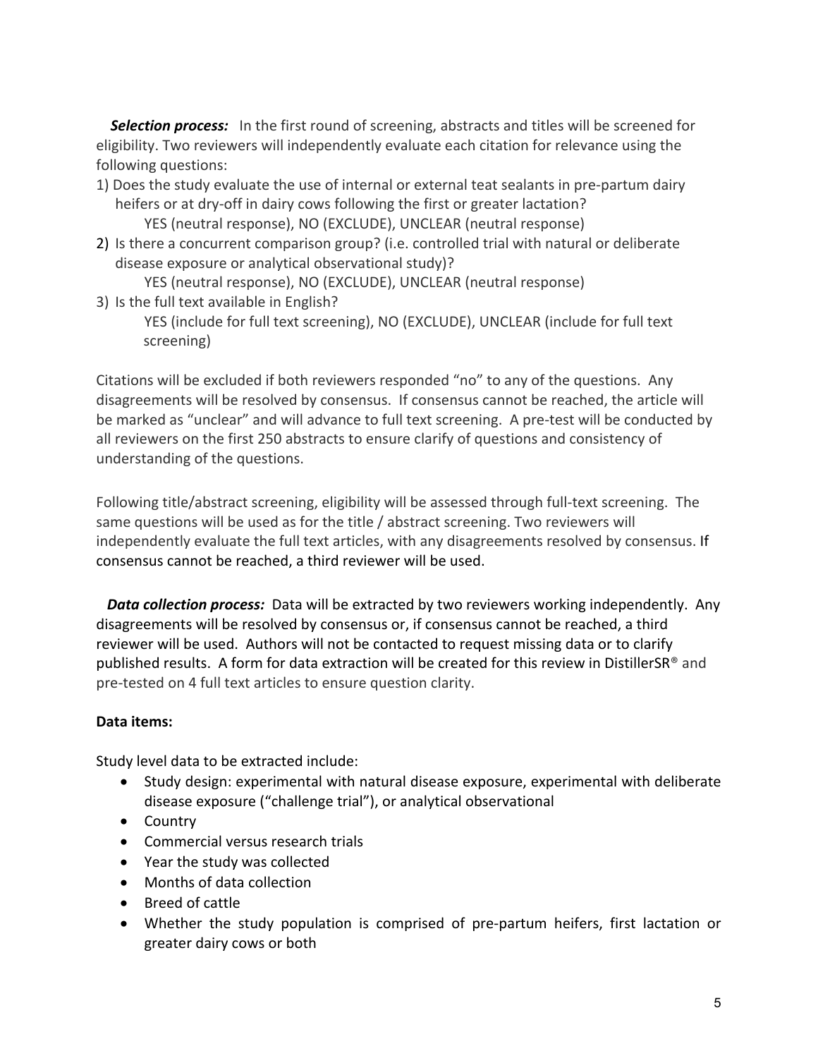***Selection process:*** In the first round of screening, abstracts and titles will be screened for eligibility. Two reviewers will independently evaluate each citation for relevance using the following questions:

1) Does the study evaluate the use of internal or external teat sealants in pre-partum dairy heifers or at dry-off in dairy cows following the first or greater lactation?
   YES (neutral response), NO (EXCLUDE), UNCLEAR (neutral response)
2) Is there a concurrent comparison group? (i.e. controlled trial with natural or deliberate disease exposure or analytical observational study)?
   YES (neutral response), NO (EXCLUDE), UNCLEAR (neutral response)
3) Is the full text available in English?
   YES (include for full text screening), NO (EXCLUDE), UNCLEAR (include for full text screening)

Citations will be excluded if both reviewers responded "no" to any of the questions. Any disagreements will be resolved by consensus. If consensus cannot be reached, the article will be marked as "unclear" and will advance to full text screening. A pre-test will be conducted by all reviewers on the first 250 abstracts to ensure clarify of questions and consistency of understanding of the questions.

Following title/abstract screening, eligibility will be assessed through full-text screening. The same questions will be used as for the title / abstract screening. Two reviewers will independently evaluate the full text articles, with any disagreements resolved by consensus. If consensus cannot be reached, a third reviewer will be used.

***Data collection process:*** Data will be extracted by two reviewers working independently. Any disagreements will be resolved by consensus or, if consensus cannot be reached, a third reviewer will be used. Authors will not be contacted to request missing data or to clarify published results. A form for data extraction will be created for this review in DistillerSR® and pre-tested on 4 full text articles to ensure question clarity.

**Data items:**

Study level data to be extracted include:

- Study design: experimental with natural disease exposure, experimental with deliberate disease exposure ("challenge trial"), or analytical observational
- Country
- Commercial versus research trials
- Year the study was collected
- Months of data collection
- Breed of cattle
- Whether the study population is comprised of pre-partum heifers, first lactation or greater dairy cows or both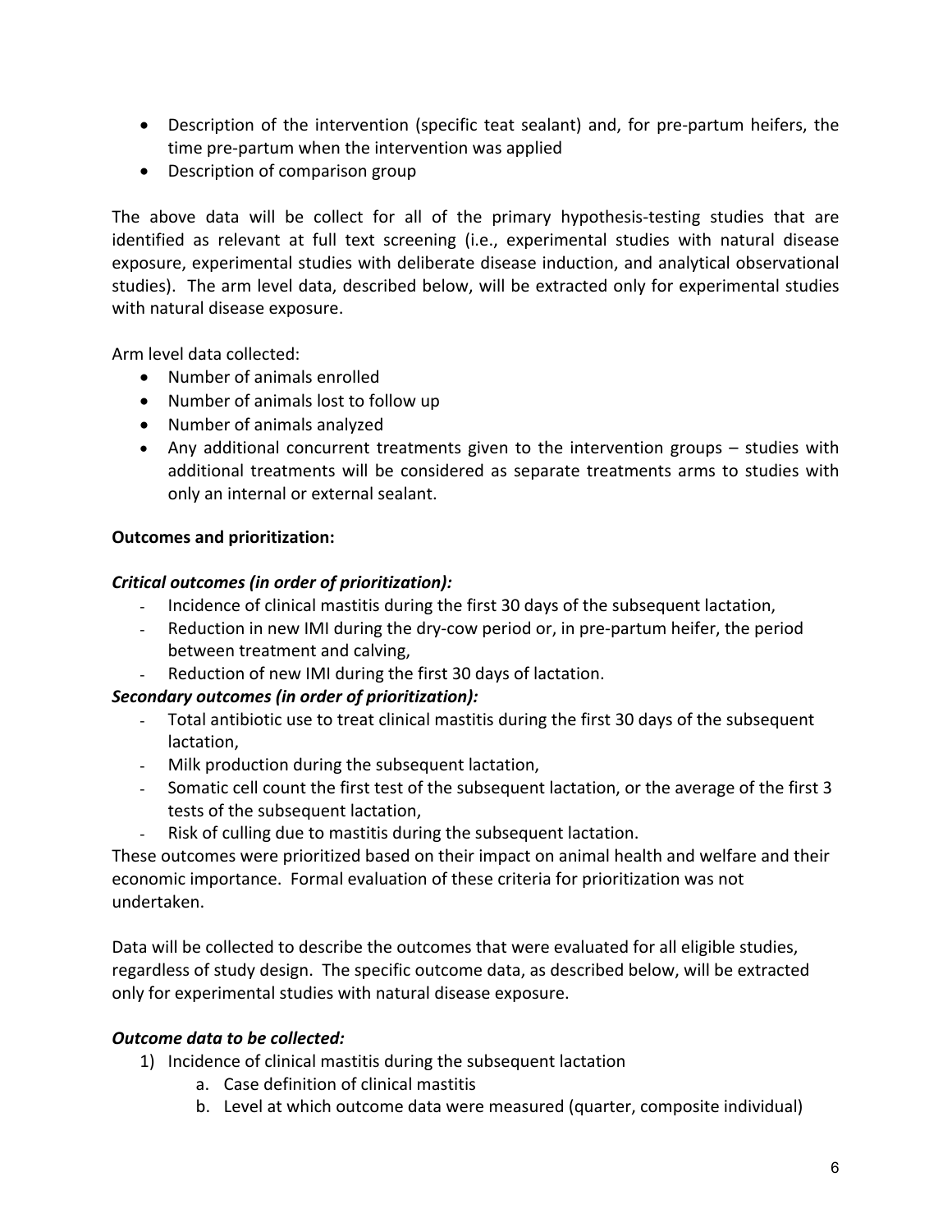- Description of the intervention (specific teat sealant) and, for pre-partum heifers, the time pre-partum when the intervention was applied
- Description of comparison group

The above data will be collect for all of the primary hypothesis-testing studies that are identified as relevant at full text screening (i.e., experimental studies with natural disease exposure, experimental studies with deliberate disease induction, and analytical observational studies). The arm level data, described below, will be extracted only for experimental studies with natural disease exposure.

Arm level data collected:

- Number of animals enrolled
- Number of animals lost to follow up
- Number of animals analyzed
- Any additional concurrent treatments given to the intervention groups – studies with additional treatments will be considered as separate treatments arms to studies with only an internal or external sealant.

**Outcomes and prioritization:**

***Critical outcomes (in order of prioritization):***

- Incidence of clinical mastitis during the first 30 days of the subsequent lactation,
- Reduction in new IMI during the dry-cow period or, in pre-partum heifer, the period between treatment and calving,
- Reduction of new IMI during the first 30 days of lactation.

***Secondary outcomes (in order of prioritization):***

- Total antibiotic use to treat clinical mastitis during the first 30 days of the subsequent lactation,
- Milk production during the subsequent lactation,
- Somatic cell count the first test of the subsequent lactation, or the average of the first 3 tests of the subsequent lactation,
- Risk of culling due to mastitis during the subsequent lactation.

These outcomes were prioritized based on their impact on animal health and welfare and their economic importance. Formal evaluation of these criteria for prioritization was not undertaken.

Data will be collected to describe the outcomes that were evaluated for all eligible studies, regardless of study design. The specific outcome data, as described below, will be extracted only for experimental studies with natural disease exposure.

***Outcome data to be collected:***

1) Incidence of clinical mastitis during the subsequent lactation
    a. Case definition of clinical mastitis
    b. Level at which outcome data were measured (quarter, composite individual)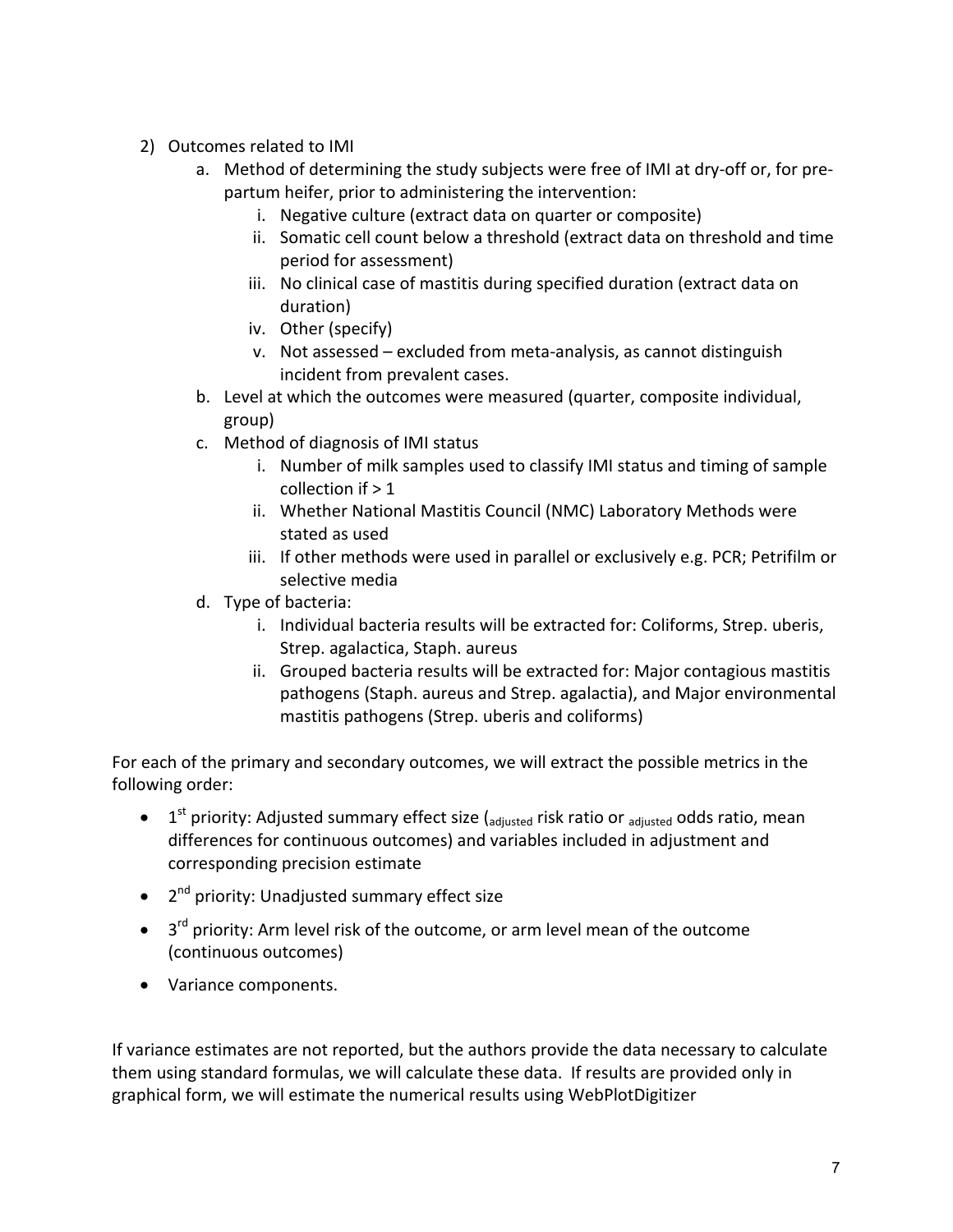2) Outcomes related to IMI
    a. Method of determining the study subjects were free of IMI at dry-off or, for pre-partum heifer, prior to administering the intervention:
        i. Negative culture (extract data on quarter or composite)
        ii. Somatic cell count below a threshold (extract data on threshold and time period for assessment)
        iii. No clinical case of mastitis during specified duration (extract data on duration)
        iv. Other (specify)
        v. Not assessed – excluded from meta-analysis, as cannot distinguish incident from prevalent cases.
    b. Level at which the outcomes were measured (quarter, composite individual, group)
    c. Method of diagnosis of IMI status
        i. Number of milk samples used to classify IMI status and timing of sample collection if > 1
        ii. Whether National Mastitis Council (NMC) Laboratory Methods were stated as used
        iii. If other methods were used in parallel or exclusively e.g. PCR; Petrifilm or selective media
    d. Type of bacteria:
        i. Individual bacteria results will be extracted for: Coliforms, Strep. uberis, Strep. agalactica, Staph. aureus
        ii. Grouped bacteria results will be extracted for: Major contagious mastitis pathogens (Staph. aureus and Strep. agalactia), and Major environmental mastitis pathogens (Strep. uberis and coliforms)

For each of the primary and secondary outcomes, we will extract the possible metrics in the following order:

- 1st priority: Adjusted summary effect size ($_{\text{adjusted}}$ risk ratio or $_{\text{adjusted}}$ odds ratio, mean differences for continuous outcomes) and variables included in adjustment and corresponding precision estimate
- 2nd priority: Unadjusted summary effect size
- 3rd priority: Arm level risk of the outcome, or arm level mean of the outcome (continuous outcomes)
- Variance components.

If variance estimates are not reported, but the authors provide the data necessary to calculate them using standard formulas, we will calculate these data. If results are provided only in graphical form, we will estimate the numerical results using WebPlotDigitizer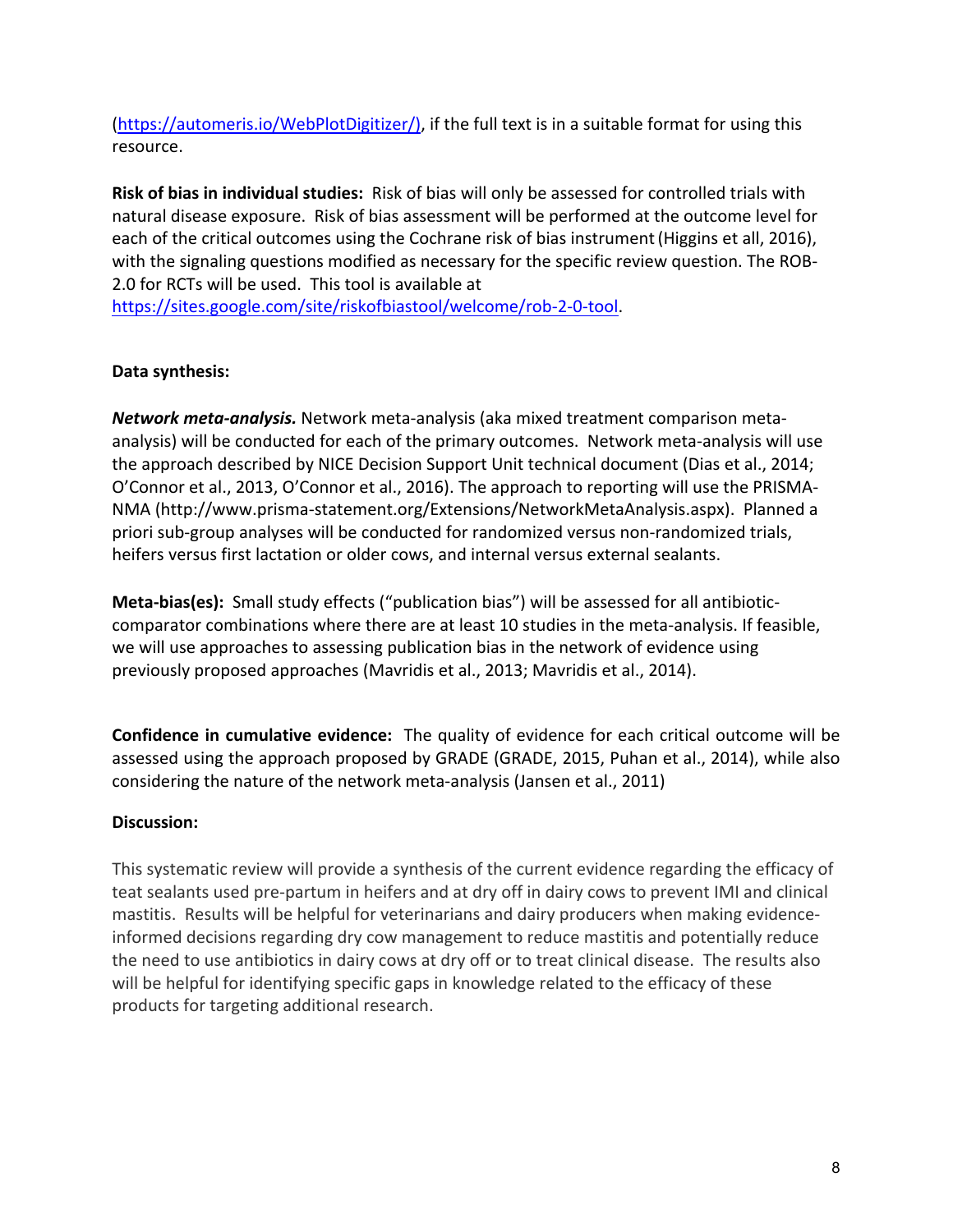(https://automeris.io/WebPlotDigitizer/), if the full text is in a suitable format for using this resource.

**Risk of bias in individual studies:** Risk of bias will only be assessed for controlled trials with natural disease exposure. Risk of bias assessment will be performed at the outcome level for each of the critical outcomes using the Cochrane risk of bias instrument (Higgins et all, 2016), with the signaling questions modified as necessary for the specific review question. The ROB-2.0 for RCTs will be used. This tool is available at https://sites.google.com/site/riskofbiastool/welcome/rob-2-0-tool.

**Data synthesis:**

***Network meta-analysis.*** Network meta-analysis (aka mixed treatment comparison meta-analysis) will be conducted for each of the primary outcomes. Network meta-analysis will use the approach described by NICE Decision Support Unit technical document (Dias et al., 2014; O'Connor et al., 2013, O'Connor et al., 2016). The approach to reporting will use the PRISMA-NMA (http://www.prisma-statement.org/Extensions/NetworkMetaAnalysis.aspx). Planned a priori sub-group analyses will be conducted for randomized versus non-randomized trials, heifers versus first lactation or older cows, and internal versus external sealants.

**Meta-bias(es):** Small study effects ("publication bias") will be assessed for all antibiotic-comparator combinations where there are at least 10 studies in the meta-analysis. If feasible, we will use approaches to assessing publication bias in the network of evidence using previously proposed approaches (Mavridis et al., 2013; Mavridis et al., 2014).

**Confidence in cumulative evidence:** The quality of evidence for each critical outcome will be assessed using the approach proposed by GRADE (GRADE, 2015, Puhan et al., 2014), while also considering the nature of the network meta-analysis (Jansen et al., 2011)

**Discussion:**

This systematic review will provide a synthesis of the current evidence regarding the efficacy of teat sealants used pre-partum in heifers and at dry off in dairy cows to prevent IMI and clinical mastitis. Results will be helpful for veterinarians and dairy producers when making evidence-informed decisions regarding dry cow management to reduce mastitis and potentially reduce the need to use antibiotics in dairy cows at dry off or to treat clinical disease. The results also will be helpful for identifying specific gaps in knowledge related to the efficacy of these products for targeting additional research.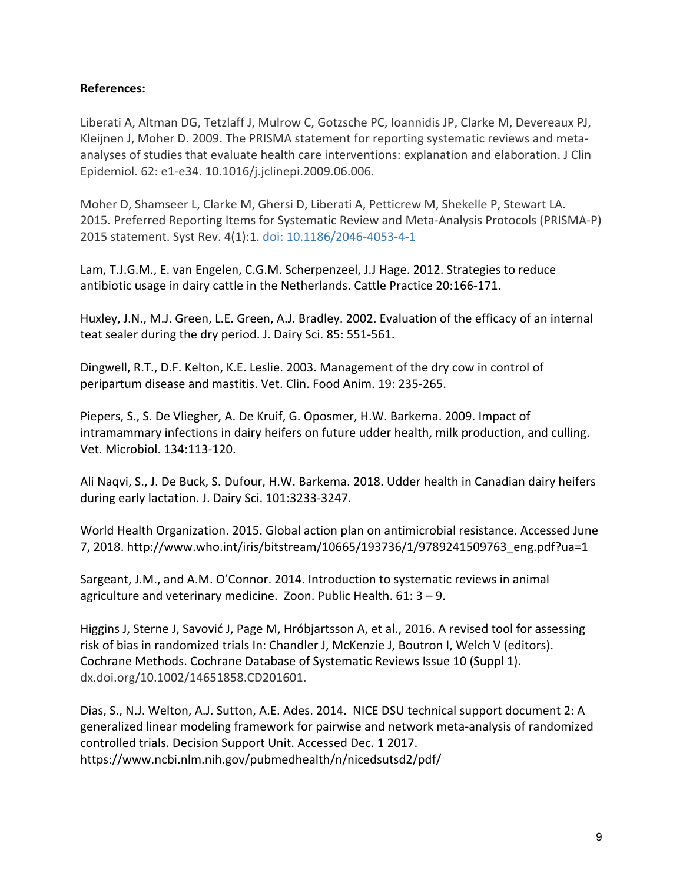**References:**

Liberati A, Altman DG, Tetzlaff J, Mulrow C, Gotzsche PC, Ioannidis JP, Clarke M, Devereaux PJ, Kleijnen J, Moher D. 2009. The PRISMA statement for reporting systematic reviews and meta-analyses of studies that evaluate health care interventions: explanation and elaboration. J Clin Epidemiol. 62: e1-e34. 10.1016/j.jclinepi.2009.06.006.

Moher D, Shamseer L, Clarke M, Ghersi D, Liberati A, Petticrew M, Shekelle P, Stewart LA. 2015. Preferred Reporting Items for Systematic Review and Meta-Analysis Protocols (PRISMA-P) 2015 statement. Syst Rev. 4(1):1. doi: 10.1186/2046-4053-4-1

Lam, T.J.G.M., E. van Engelen, C.G.M. Scherpenzeel, J.J Hage. 2012. Strategies to reduce antibiotic usage in dairy cattle in the Netherlands. Cattle Practice 20:166-171.

Huxley, J.N., M.J. Green, L.E. Green, A.J. Bradley. 2002. Evaluation of the efficacy of an internal teat sealer during the dry period. J. Dairy Sci. 85: 551-561.

Dingwell, R.T., D.F. Kelton, K.E. Leslie. 2003. Management of the dry cow in control of peripartum disease and mastitis. Vet. Clin. Food Anim. 19: 235-265.

Piepers, S., S. De Vliegher, A. De Kruif, G. Oposmer, H.W. Barkema. 2009. Impact of intramammary infections in dairy heifers on future udder health, milk production, and culling. Vet. Microbiol. 134:113-120.

Ali Naqvi, S., J. De Buck, S. Dufour, H.W. Barkema. 2018. Udder health in Canadian dairy heifers during early lactation. J. Dairy Sci. 101:3233-3247.

World Health Organization. 2015. Global action plan on antimicrobial resistance. Accessed June 7, 2018. http://www.who.int/iris/bitstream/10665/193736/1/9789241509763_eng.pdf?ua=1

Sargeant, J.M., and A.M. O'Connor. 2014. Introduction to systematic reviews in animal agriculture and veterinary medicine. Zoon. Public Health. 61: 3 – 9.

Higgins J, Sterne J, Savović J, Page M, Hróbjartsson A, et al., 2016. A revised tool for assessing risk of bias in randomized trials In: Chandler J, McKenzie J, Boutron I, Welch V (editors). Cochrane Methods. Cochrane Database of Systematic Reviews Issue 10 (Suppl 1). dx.doi.org/10.1002/14651858.CD201601.

Dias, S., N.J. Welton, A.J. Sutton, A.E. Ades. 2014. NICE DSU technical support document 2: A generalized linear modeling framework for pairwise and network meta-analysis of randomized controlled trials. Decision Support Unit. Accessed Dec. 1 2017. https://www.ncbi.nlm.nih.gov/pubmedhealth/n/nicedsutsd2/pdf/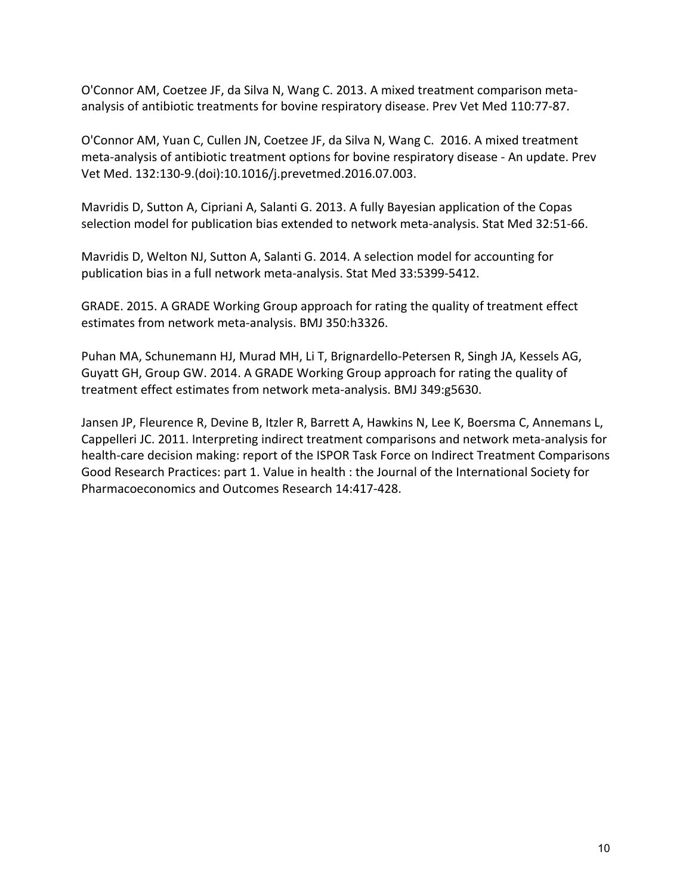O'Connor AM, Coetzee JF, da Silva N, Wang C. 2013. A mixed treatment comparison meta-analysis of antibiotic treatments for bovine respiratory disease. Prev Vet Med 110:77-87.

O'Connor AM, Yuan C, Cullen JN, Coetzee JF, da Silva N, Wang C. 2016. A mixed treatment meta-analysis of antibiotic treatment options for bovine respiratory disease - An update. Prev Vet Med. 132:130-9.(doi):10.1016/j.prevetmed.2016.07.003.

Mavridis D, Sutton A, Cipriani A, Salanti G. 2013. A fully Bayesian application of the Copas selection model for publication bias extended to network meta-analysis. Stat Med 32:51-66.

Mavridis D, Welton NJ, Sutton A, Salanti G. 2014. A selection model for accounting for publication bias in a full network meta-analysis. Stat Med 33:5399-5412.

GRADE. 2015. A GRADE Working Group approach for rating the quality of treatment effect estimates from network meta-analysis. BMJ 350:h3326.

Puhan MA, Schunemann HJ, Murad MH, Li T, Brignardello-Petersen R, Singh JA, Kessels AG, Guyatt GH, Group GW. 2014. A GRADE Working Group approach for rating the quality of treatment effect estimates from network meta-analysis. BMJ 349:g5630.

Jansen JP, Fleurence R, Devine B, Itzler R, Barrett A, Hawkins N, Lee K, Boersma C, Annemans L, Cappelleri JC. 2011. Interpreting indirect treatment comparisons and network meta-analysis for health-care decision making: report of the ISPOR Task Force on Indirect Treatment Comparisons Good Research Practices: part 1. Value in health : the Journal of the International Society for Pharmacoeconomics and Outcomes Research 14:417-428.